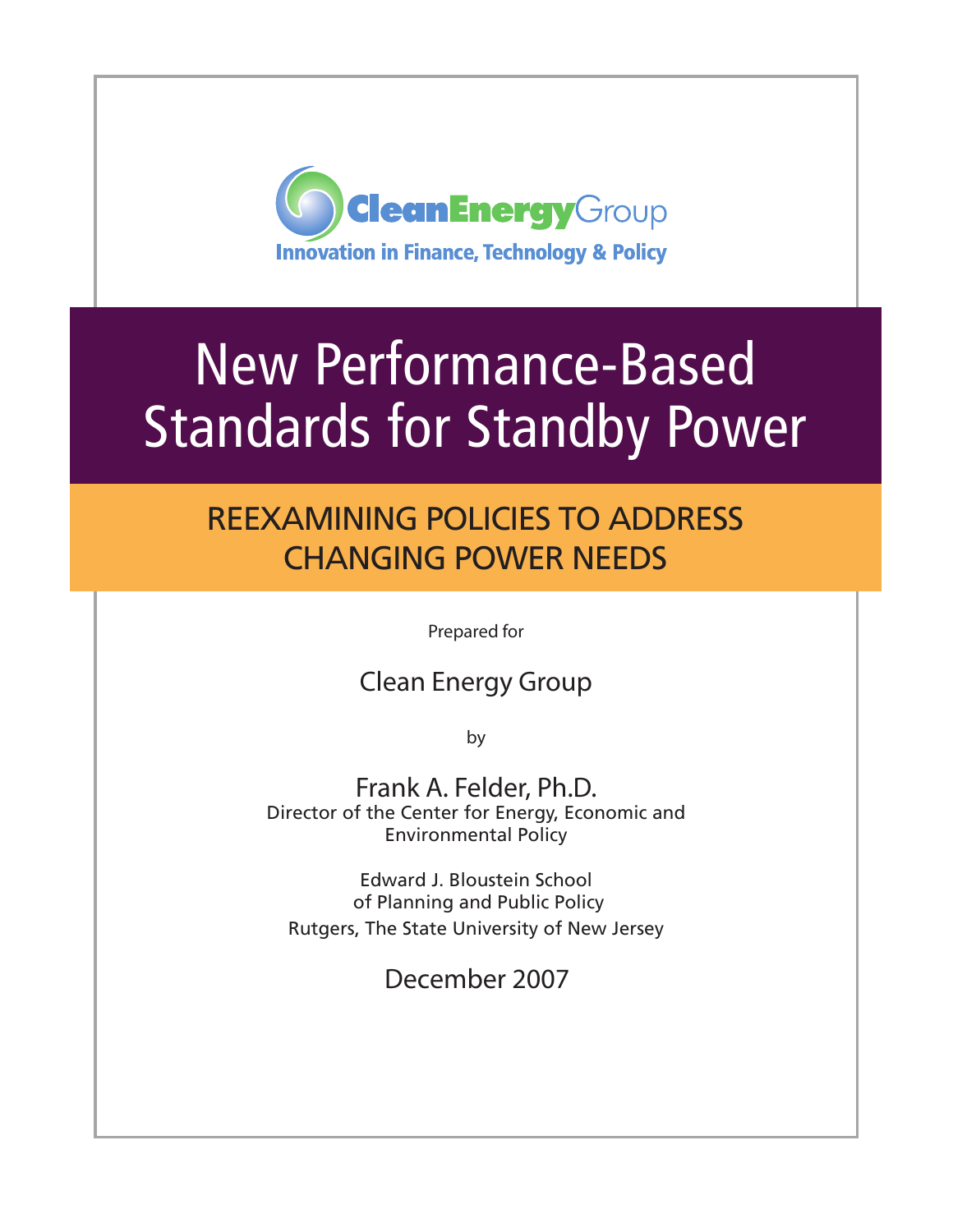CleanEnergyGroup

Innovation in Finance, Technology & Policy

# New Performance-Based Standards for Standby Power

## REEXAMINING POLICIES TO ADDRESS CHANGING POWER NEEDS

Prepared for

Clean Energy Group

by

Frank A. Felder, Ph.D.
Director of the Center for Energy, Economic and Environmental Policy

Edward J. Bloustein School of Planning and Public Policy
Rutgers, The State University of New Jersey

December 2007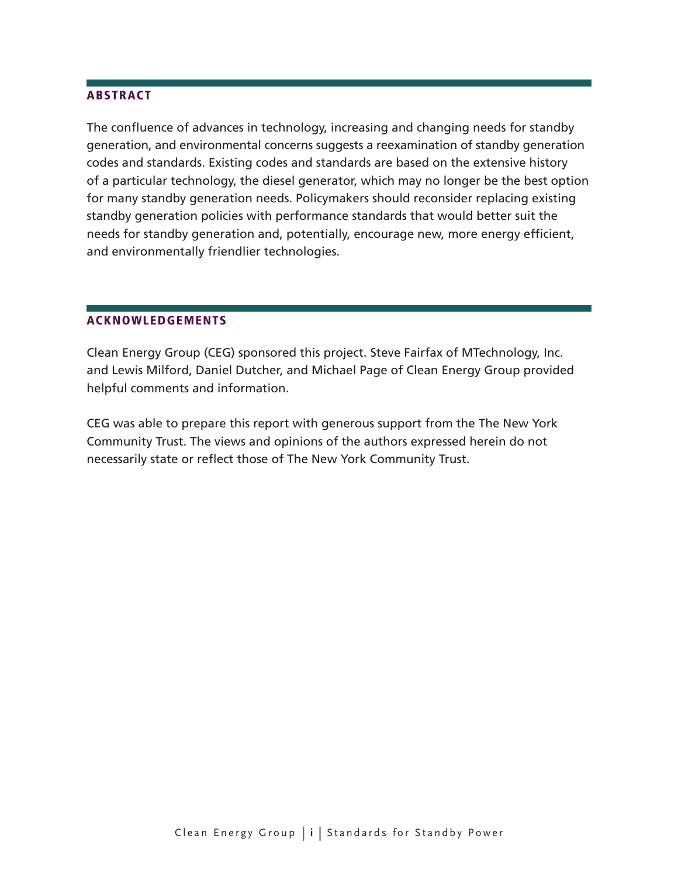## ABSTRACT

The confluence of advances in technology, increasing and changing needs for standby generation, and environmental concerns suggests a reexamination of standby generation codes and standards. Existing codes and standards are based on the extensive history of a particular technology, the diesel generator, which may no longer be the best option for many standby generation needs. Policymakers should reconsider replacing existing standby generation policies with performance standards that would better suit the needs for standby generation and, potentially, encourage new, more energy efficient, and environmentally friendlier technologies.

## ACKNOWLEDGEMENTS

Clean Energy Group (CEG) sponsored this project. Steve Fairfax of MTechnology, Inc. and Lewis Milford, Daniel Dutcher, and Michael Page of Clean Energy Group provided helpful comments and information.

CEG was able to prepare this report with generous support from the The New York Community Trust. The views and opinions of the authors expressed herein do not necessarily state or reflect those of The New York Community Trust.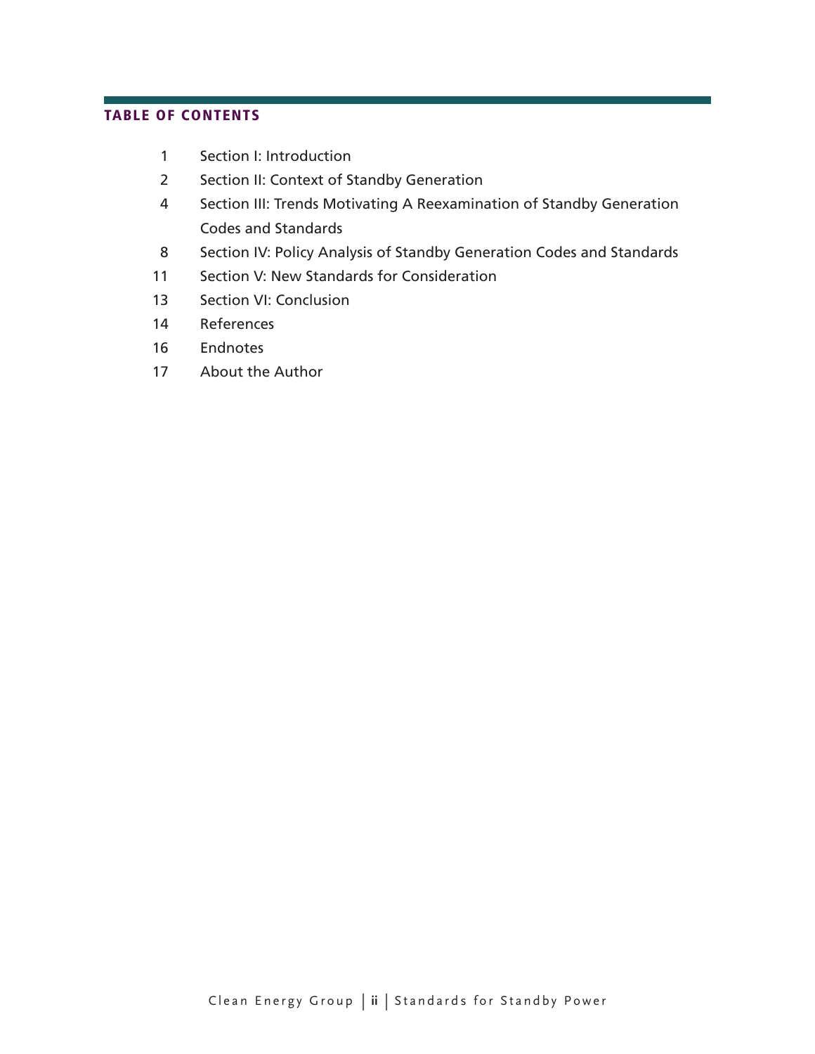## TABLE OF CONTENTS

| | |
|---|---|
| 1 | Section I: Introduction |
| 2 | Section II: Context of Standby Generation |
| 4 | Section III: Trends Motivating A Reexamination of Standby Generation Codes and Standards |
| 8 | Section IV: Policy Analysis of Standby Generation Codes and Standards |
| 11 | Section V: New Standards for Consideration |
| 13 | Section VI: Conclusion |
| 14 | References |
| 16 | Endnotes |
| 17 | About the Author |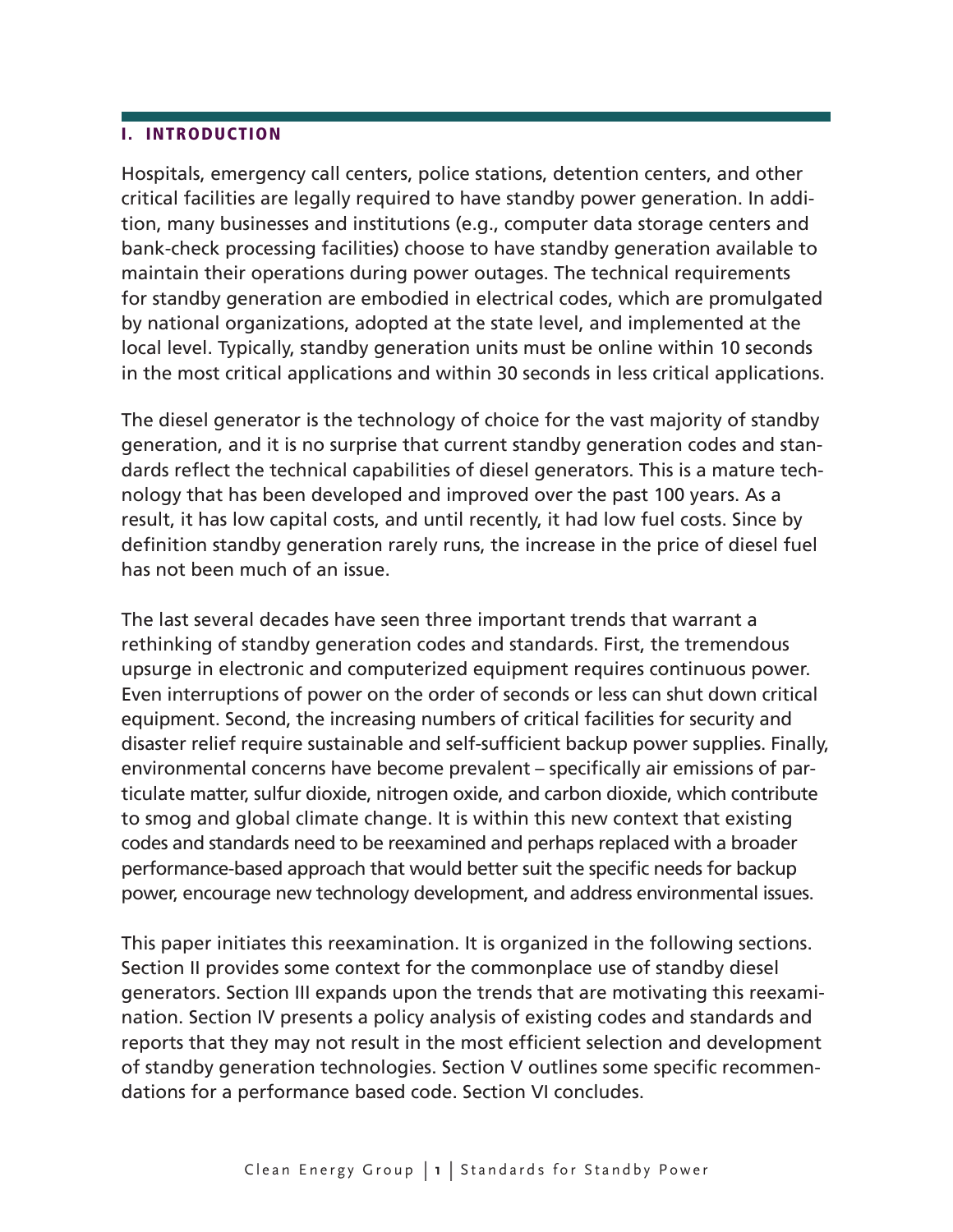## I. INTRODUCTION

Hospitals, emergency call centers, police stations, detention centers, and other critical facilities are legally required to have standby power generation. In addition, many businesses and institutions (e.g., computer data storage centers and bank-check processing facilities) choose to have standby generation available to maintain their operations during power outages. The technical requirements for standby generation are embodied in electrical codes, which are promulgated by national organizations, adopted at the state level, and implemented at the local level. Typically, standby generation units must be online within 10 seconds in the most critical applications and within 30 seconds in less critical applications.

The diesel generator is the technology of choice for the vast majority of standby generation, and it is no surprise that current standby generation codes and standards reflect the technical capabilities of diesel generators. This is a mature technology that has been developed and improved over the past 100 years. As a result, it has low capital costs, and until recently, it had low fuel costs. Since by definition standby generation rarely runs, the increase in the price of diesel fuel has not been much of an issue.

The last several decades have seen three important trends that warrant a rethinking of standby generation codes and standards. First, the tremendous upsurge in electronic and computerized equipment requires continuous power. Even interruptions of power on the order of seconds or less can shut down critical equipment. Second, the increasing numbers of critical facilities for security and disaster relief require sustainable and self-sufficient backup power supplies. Finally, environmental concerns have become prevalent – specifically air emissions of particulate matter, sulfur dioxide, nitrogen oxide, and carbon dioxide, which contribute to smog and global climate change. It is within this new context that existing codes and standards need to be reexamined and perhaps replaced with a broader performance-based approach that would better suit the specific needs for backup power, encourage new technology development, and address environmental issues.

This paper initiates this reexamination. It is organized in the following sections. Section II provides some context for the commonplace use of standby diesel generators. Section III expands upon the trends that are motivating this reexamination. Section IV presents a policy analysis of existing codes and standards and reports that they may not result in the most efficient selection and development of standby generation technologies. Section V outlines some specific recommendations for a performance based code. Section VI concludes.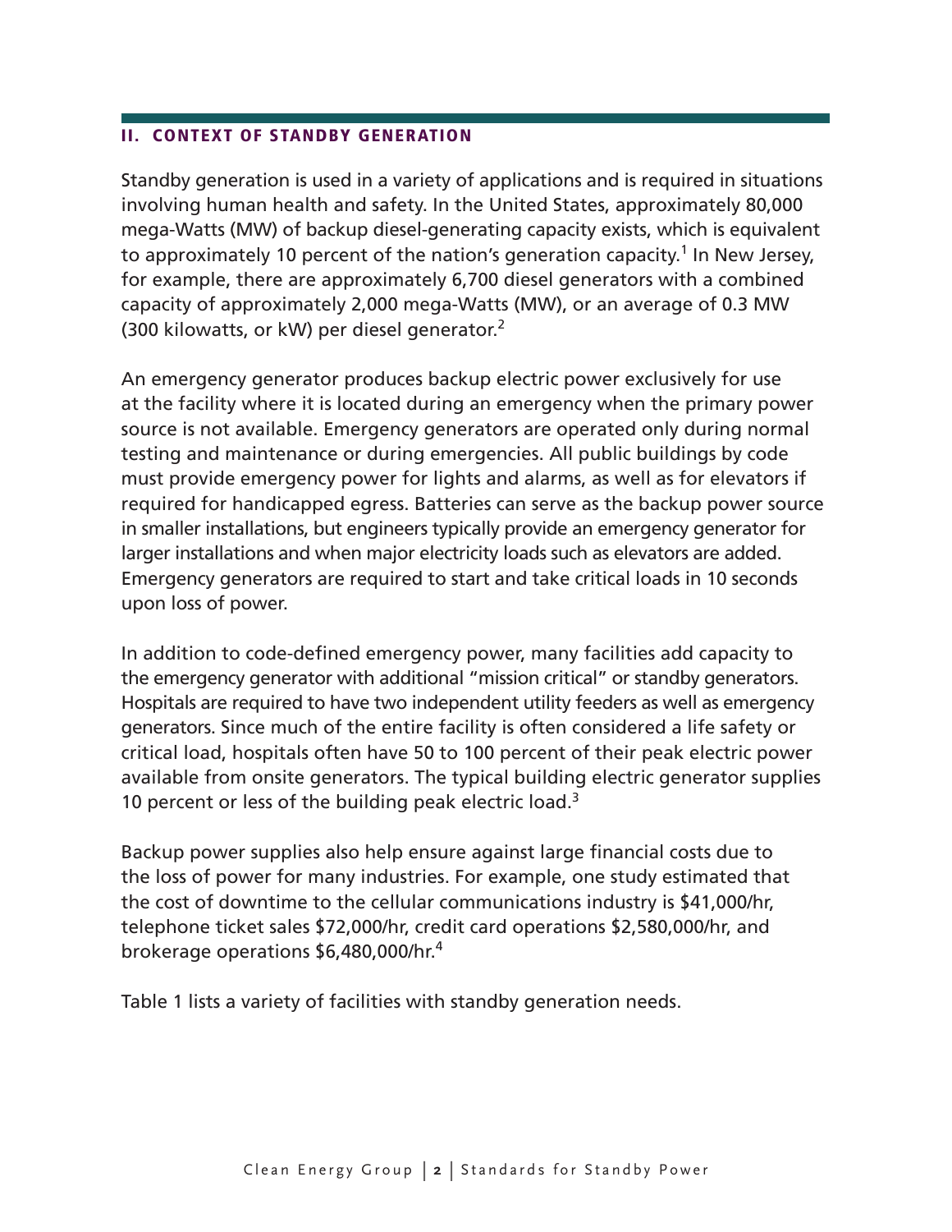## II. CONTEXT OF STANDBY GENERATION

Standby generation is used in a variety of applications and is required in situations involving human health and safety. In the United States, approximately 80,000 mega-Watts (MW) of backup diesel-generating capacity exists, which is equivalent to approximately 10 percent of the nation's generation capacity.[1] In New Jersey, for example, there are approximately 6,700 diesel generators with a combined capacity of approximately 2,000 mega-Watts (MW), or an average of 0.3 MW (300 kilowatts, or kW) per diesel generator.[2]

An emergency generator produces backup electric power exclusively for use at the facility where it is located during an emergency when the primary power source is not available. Emergency generators are operated only during normal testing and maintenance or during emergencies. All public buildings by code must provide emergency power for lights and alarms, as well as for elevators if required for handicapped egress. Batteries can serve as the backup power source in smaller installations, but engineers typically provide an emergency generator for larger installations and when major electricity loads such as elevators are added. Emergency generators are required to start and take critical loads in 10 seconds upon loss of power.

In addition to code-defined emergency power, many facilities add capacity to the emergency generator with additional "mission critical" or standby generators. Hospitals are required to have two independent utility feeders as well as emergency generators. Since much of the entire facility is often considered a life safety or critical load, hospitals often have 50 to 100 percent of their peak electric power available from onsite generators. The typical building electric generator supplies 10 percent or less of the building peak electric load.[3]

Backup power supplies also help ensure against large financial costs due to the loss of power for many industries. For example, one study estimated that the cost of downtime to the cellular communications industry is $41,000/hr, telephone ticket sales $72,000/hr, credit card operations $2,580,000/hr, and brokerage operations $6,480,000/hr.[4]

Table 1 lists a variety of facilities with standby generation needs.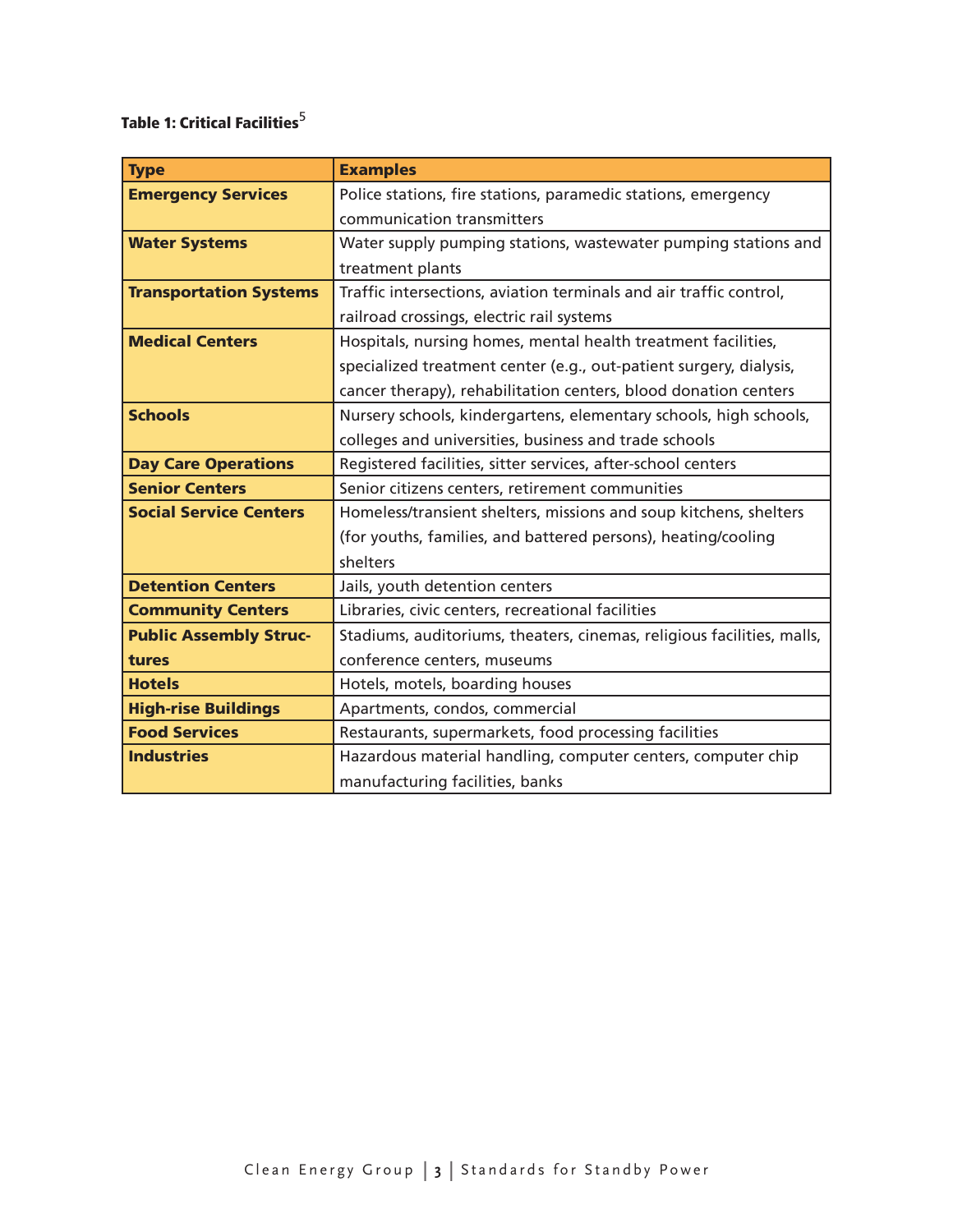**Table 1: Critical Facilities**[5]

| Type | Examples |
|---|---|
| **Emergency Services** | Police stations, fire stations, paramedic stations, emergency communication transmitters |
| **Water Systems** | Water supply pumping stations, wastewater pumping stations and treatment plants |
| **Transportation Systems** | Traffic intersections, aviation terminals and air traffic control, railroad crossings, electric rail systems |
| **Medical Centers** | Hospitals, nursing homes, mental health treatment facilities, specialized treatment center (e.g., out-patient surgery, dialysis, cancer therapy), rehabilitation centers, blood donation centers |
| **Schools** | Nursery schools, kindergartens, elementary schools, high schools, colleges and universities, business and trade schools |
| **Day Care Operations** | Registered facilities, sitter services, after-school centers |
| **Senior Centers** | Senior citizens centers, retirement communities |
| **Social Service Centers** | Homeless/transient shelters, missions and soup kitchens, shelters (for youths, families, and battered persons), heating/cooling shelters |
| **Detention Centers** | Jails, youth detention centers |
| **Community Centers** | Libraries, civic centers, recreational facilities |
| **Public Assembly Structures** | Stadiums, auditoriums, theaters, cinemas, religious facilities, malls, conference centers, museums |
| **Hotels** | Hotels, motels, boarding houses |
| **High-rise Buildings** | Apartments, condos, commercial |
| **Food Services** | Restaurants, supermarkets, food processing facilities |
| **Industries** | Hazardous material handling, computer centers, computer chip manufacturing facilities, banks |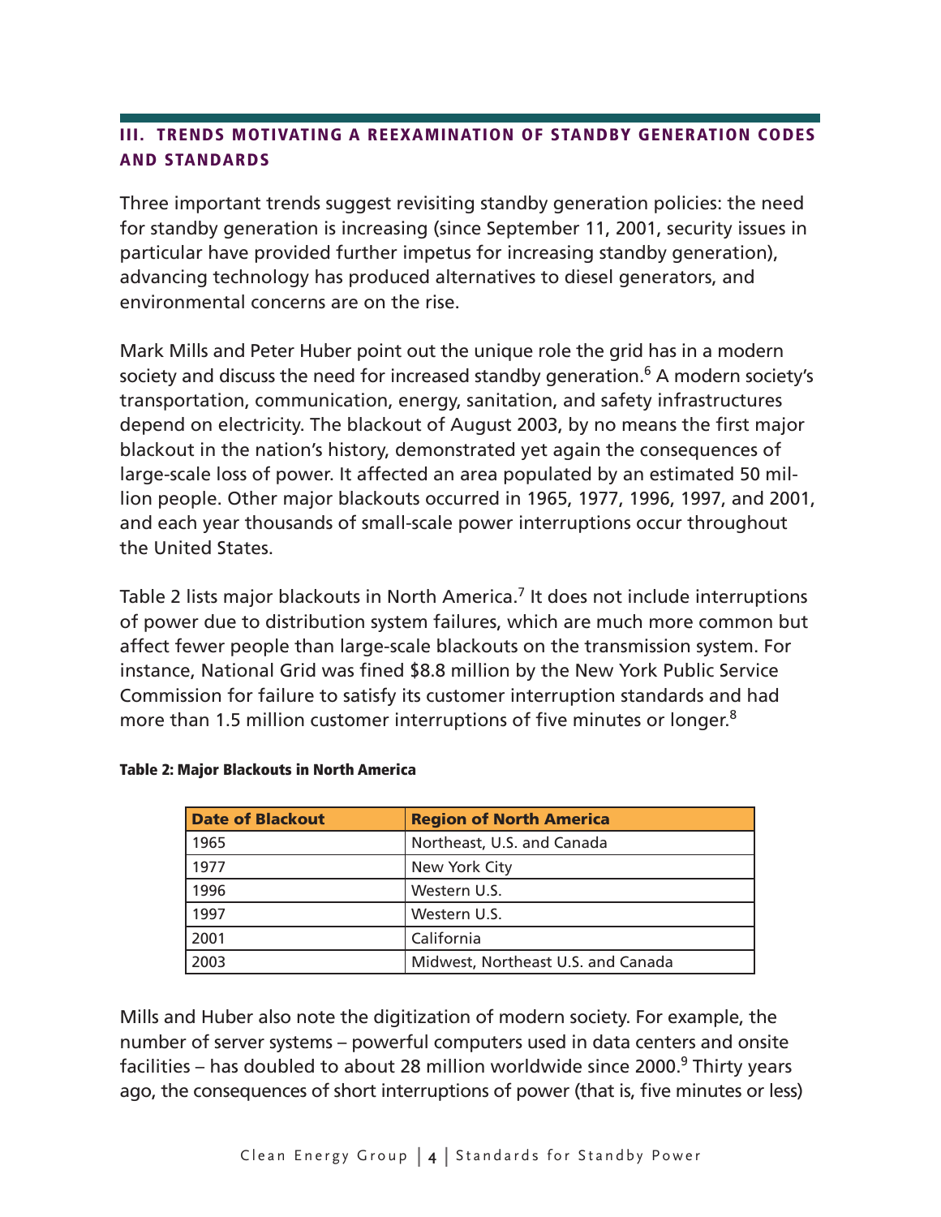## III. TRENDS MOTIVATING A REEXAMINATION OF STANDBY GENERATION CODES AND STANDARDS

Three important trends suggest revisiting standby generation policies: the need for standby generation is increasing (since September 11, 2001, security issues in particular have provided further impetus for increasing standby generation), advancing technology has produced alternatives to diesel generators, and environmental concerns are on the rise.

Mark Mills and Peter Huber point out the unique role the grid has in a modern society and discuss the need for increased standby generation.[6] A modern society's transportation, communication, energy, sanitation, and safety infrastructures depend on electricity. The blackout of August 2003, by no means the first major blackout in the nation's history, demonstrated yet again the consequences of large-scale loss of power. It affected an area populated by an estimated 50 million people. Other major blackouts occurred in 1965, 1977, 1996, 1997, and 2001, and each year thousands of small-scale power interruptions occur throughout the United States.

Table 2 lists major blackouts in North America.[7] It does not include interruptions of power due to distribution system failures, which are much more common but affect fewer people than large-scale blackouts on the transmission system. For instance, National Grid was fined $8.8 million by the New York Public Service Commission for failure to satisfy its customer interruption standards and had more than 1.5 million customer interruptions of five minutes or longer.[8]

**Table 2: Major Blackouts in North America**

| Date of Blackout | Region of North America |
| --- | --- |
| 1965 | Northeast, U.S. and Canada |
| 1977 | New York City |
| 1996 | Western U.S. |
| 1997 | Western U.S. |
| 2001 | California |
| 2003 | Midwest, Northeast U.S. and Canada |

Mills and Huber also note the digitization of modern society. For example, the number of server systems – powerful computers used in data centers and onsite facilities – has doubled to about 28 million worldwide since 2000.[9] Thirty years ago, the consequences of short interruptions of power (that is, five minutes or less)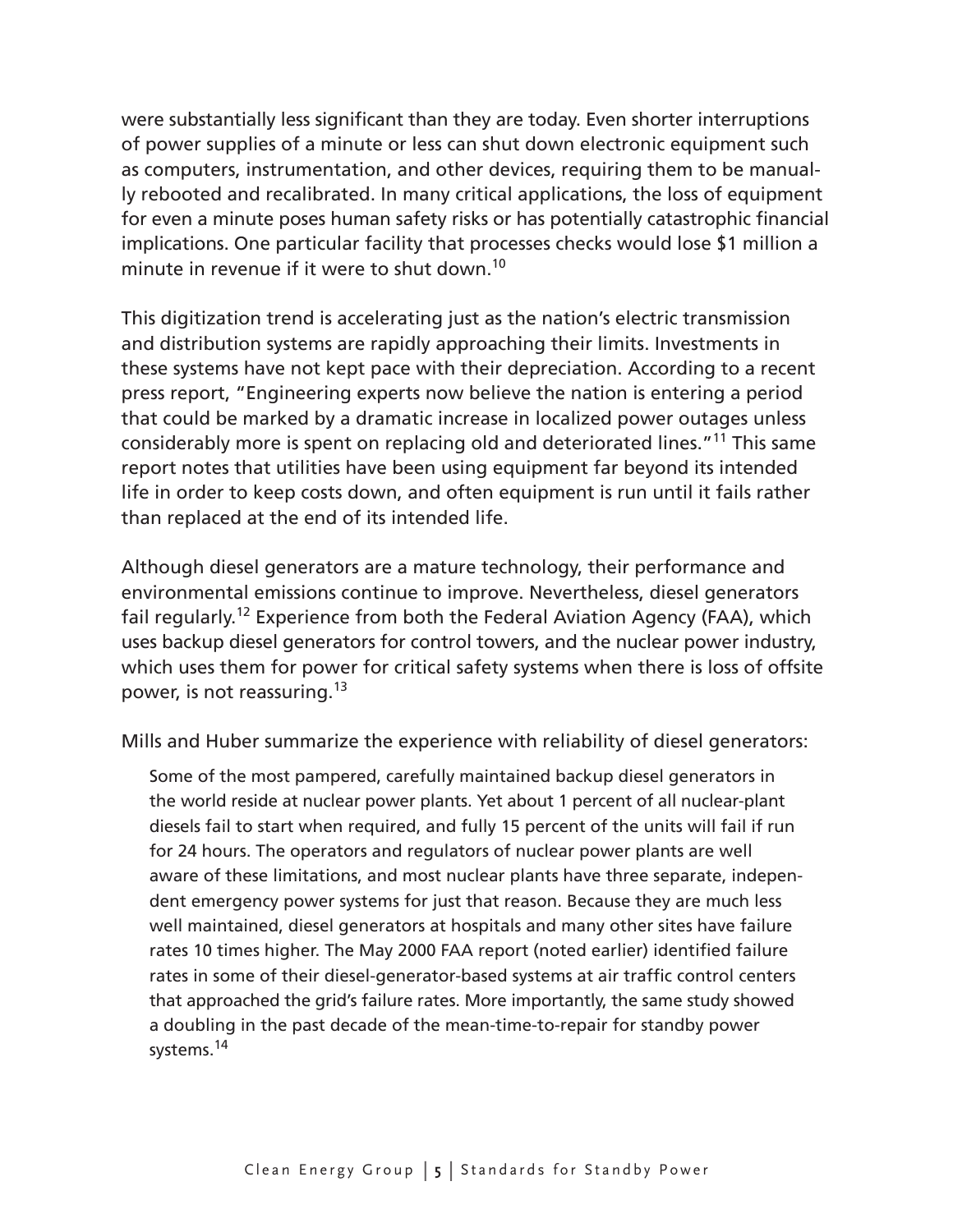were substantially less significant than they are today. Even shorter interruptions of power supplies of a minute or less can shut down electronic equipment such as computers, instrumentation, and other devices, requiring them to be manually rebooted and recalibrated. In many critical applications, the loss of equipment for even a minute poses human safety risks or has potentially catastrophic financial implications. One particular facility that processes checks would lose $1 million a minute in revenue if it were to shut down.[10]

This digitization trend is accelerating just as the nation's electric transmission and distribution systems are rapidly approaching their limits. Investments in these systems have not kept pace with their depreciation. According to a recent press report, "Engineering experts now believe the nation is entering a period that could be marked by a dramatic increase in localized power outages unless considerably more is spent on replacing old and deteriorated lines."[11] This same report notes that utilities have been using equipment far beyond its intended life in order to keep costs down, and often equipment is run until it fails rather than replaced at the end of its intended life.

Although diesel generators are a mature technology, their performance and environmental emissions continue to improve. Nevertheless, diesel generators fail regularly.[12] Experience from both the Federal Aviation Agency (FAA), which uses backup diesel generators for control towers, and the nuclear power industry, which uses them for power for critical safety systems when there is loss of offsite power, is not reassuring.[13]

Mills and Huber summarize the experience with reliability of diesel generators:

> Some of the most pampered, carefully maintained backup diesel generators in the world reside at nuclear power plants. Yet about 1 percent of all nuclear-plant diesels fail to start when required, and fully 15 percent of the units will fail if run for 24 hours. The operators and regulators of nuclear power plants are well aware of these limitations, and most nuclear plants have three separate, independent emergency power systems for just that reason. Because they are much less well maintained, diesel generators at hospitals and many other sites have failure rates 10 times higher. The May 2000 FAA report (noted earlier) identified failure rates in some of their diesel-generator-based systems at air traffic control centers that approached the grid's failure rates. More importantly, the same study showed a doubling in the past decade of the mean-time-to-repair for standby power systems.[14]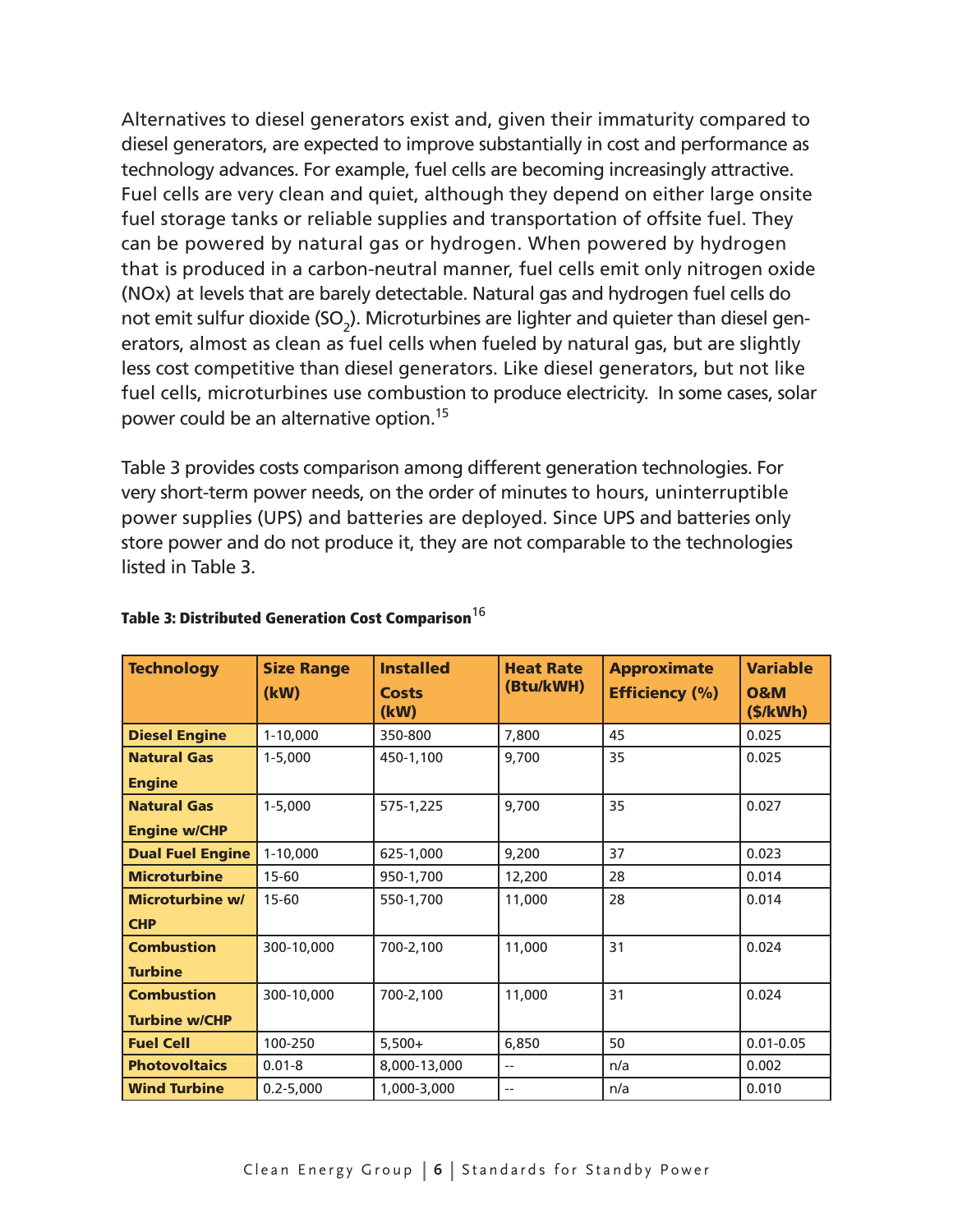Alternatives to diesel generators exist and, given their immaturity compared to diesel generators, are expected to improve substantially in cost and performance as technology advances. For example, fuel cells are becoming increasingly attractive. Fuel cells are very clean and quiet, although they depend on either large onsite fuel storage tanks or reliable supplies and transportation of offsite fuel. They can be powered by natural gas or hydrogen. When powered by hydrogen that is produced in a carbon-neutral manner, fuel cells emit only nitrogen oxide (NOx) at levels that are barely detectable. Natural gas and hydrogen fuel cells do not emit sulfur dioxide ($SO_2$). Microturbines are lighter and quieter than diesel generators, almost as clean as fuel cells when fueled by natural gas, but are slightly less cost competitive than diesel generators. Like diesel generators, but not like fuel cells, microturbines use combustion to produce electricity. In some cases, solar power could be an alternative option.[15]

Table 3 provides costs comparison among different generation technologies. For very short-term power needs, on the order of minutes to hours, uninterruptible power supplies (UPS) and batteries are deployed. Since UPS and batteries only store power and do not produce it, they are not comparable to the technologies listed in Table 3.

**Table 3: Distributed Generation Cost Comparison**[16]

| Technology | Size Range (kW) | Installed Costs (kW) | Heat Rate (Btu/kWH) | Approximate Efficiency (%) | Variable O&M ($/kWh) |
|---|---|---|---|---|---|
| **Diesel Engine** | 1-10,000 | 350-800 | 7,800 | 45 | 0.025 |
| **Natural Gas Engine** | 1-5,000 | 450-1,100 | 9,700 | 35 | 0.025 |
| **Natural Gas Engine w/CHP** | 1-5,000 | 575-1,225 | 9,700 | 35 | 0.027 |
| **Dual Fuel Engine** | 1-10,000 | 625-1,000 | 9,200 | 37 | 0.023 |
| **Microturbine** | 15-60 | 950-1,700 | 12,200 | 28 | 0.014 |
| **Microturbine w/ CHP** | 15-60 | 550-1,700 | 11,000 | 28 | 0.014 |
| **Combustion Turbine** | 300-10,000 | 700-2,100 | 11,000 | 31 | 0.024 |
| **Combustion Turbine w/CHP** | 300-10,000 | 700-2,100 | 11,000 | 31 | 0.024 |
| **Fuel Cell** | 100-250 | 5,500+ | 6,850 | 50 | 0.01-0.05 |
| **Photovoltaics** | 0.01-8 | 8,000-13,000 | -- | n/a | 0.002 |
| **Wind Turbine** | 0.2-5,000 | 1,000-3,000 | -- | n/a | 0.010 |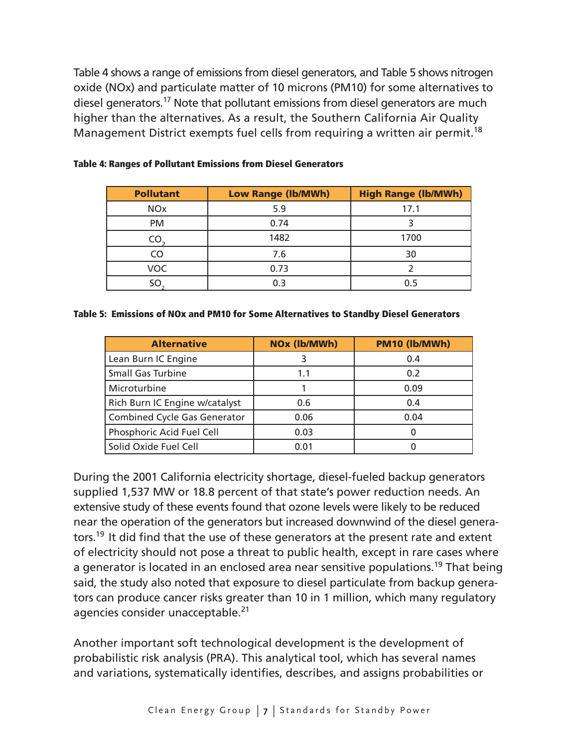Table 4 shows a range of emissions from diesel generators, and Table 5 shows nitrogen oxide (NOx) and particulate matter of 10 microns (PM10) for some alternatives to diesel generators.[17] Note that pollutant emissions from diesel generators are much higher than the alternatives. As a result, the Southern California Air Quality Management District exempts fuel cells from requiring a written air permit.[18]

**Table 4: Ranges of Pollutant Emissions from Diesel Generators**

| Pollutant | Low Range (lb/MWh) | High Range (lb/MWh) |
|---|---|---|
| NOx | 5.9 | 17.1 |
| PM | 0.74 | 3 |
| $CO_2$ | 1482 | 1700 |
| CO | 7.6 | 30 |
| VOC | 0.73 | 2 |
| $SO_2$ | 0.3 | 0.5 |

**Table 5: Emissions of NOx and PM10 for Some Alternatives to Standby Diesel Generators**

| Alternative | NOx (lb/MWh) | PM10 (lb/MWh) |
|---|---|---|
| Lean Burn IC Engine | 3 | 0.4 |
| Small Gas Turbine | 1.1 | 0.2 |
| Microturbine | 1 | 0.09 |
| Rich Burn IC Engine w/catalyst | 0.6 | 0.4 |
| Combined Cycle Gas Generator | 0.06 | 0.04 |
| Phosphoric Acid Fuel Cell | 0.03 | 0 |
| Solid Oxide Fuel Cell | 0.01 | 0 |

During the 2001 California electricity shortage, diesel-fueled backup generators supplied 1,537 MW or 18.8 percent of that state's power reduction needs. An extensive study of these events found that ozone levels were likely to be reduced near the operation of the generators but increased downwind of the diesel generators.[19] It did find that the use of these generators at the present rate and extent of electricity should not pose a threat to public health, except in rare cases where a generator is located in an enclosed area near sensitive populations.[19] That being said, the study also noted that exposure to diesel particulate from backup generators can produce cancer risks greater than 10 in 1 million, which many regulatory agencies consider unacceptable.[21]

Another important soft technological development is the development of probabilistic risk analysis (PRA). This analytical tool, which has several names and variations, systematically identifies, describes, and assigns probabilities or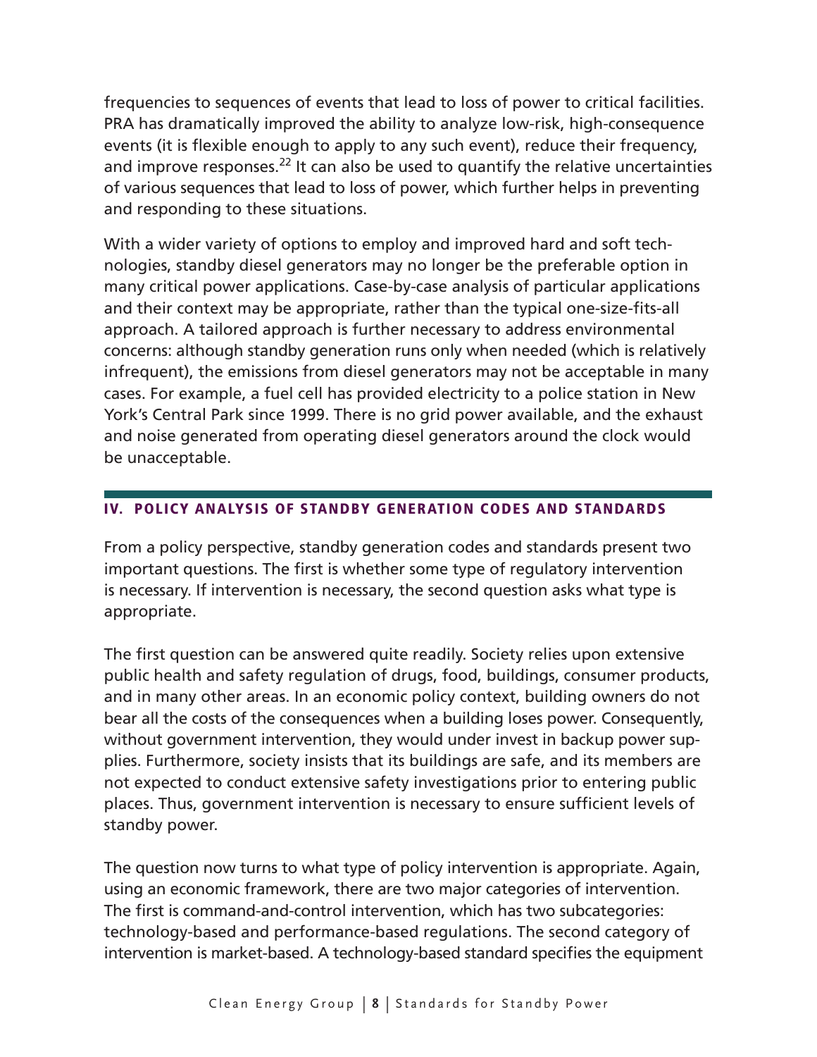frequencies to sequences of events that lead to loss of power to critical facilities. PRA has dramatically improved the ability to analyze low-risk, high-consequence events (it is flexible enough to apply to any such event), reduce their frequency, and improve responses.[22] It can also be used to quantify the relative uncertainties of various sequences that lead to loss of power, which further helps in preventing and responding to these situations.

With a wider variety of options to employ and improved hard and soft technologies, standby diesel generators may no longer be the preferable option in many critical power applications. Case-by-case analysis of particular applications and their context may be appropriate, rather than the typical one-size-fits-all approach. A tailored approach is further necessary to address environmental concerns: although standby generation runs only when needed (which is relatively infrequent), the emissions from diesel generators may not be acceptable in many cases. For example, a fuel cell has provided electricity to a police station in New York's Central Park since 1999. There is no grid power available, and the exhaust and noise generated from operating diesel generators around the clock would be unacceptable.

## IV. POLICY ANALYSIS OF STANDBY GENERATION CODES AND STANDARDS

From a policy perspective, standby generation codes and standards present two important questions. The first is whether some type of regulatory intervention is necessary. If intervention is necessary, the second question asks what type is appropriate.

The first question can be answered quite readily. Society relies upon extensive public health and safety regulation of drugs, food, buildings, consumer products, and in many other areas. In an economic policy context, building owners do not bear all the costs of the consequences when a building loses power. Consequently, without government intervention, they would under invest in backup power supplies. Furthermore, society insists that its buildings are safe, and its members are not expected to conduct extensive safety investigations prior to entering public places. Thus, government intervention is necessary to ensure sufficient levels of standby power.

The question now turns to what type of policy intervention is appropriate. Again, using an economic framework, there are two major categories of intervention. The first is command-and-control intervention, which has two subcategories: technology-based and performance-based regulations. The second category of intervention is market-based. A technology-based standard specifies the equipment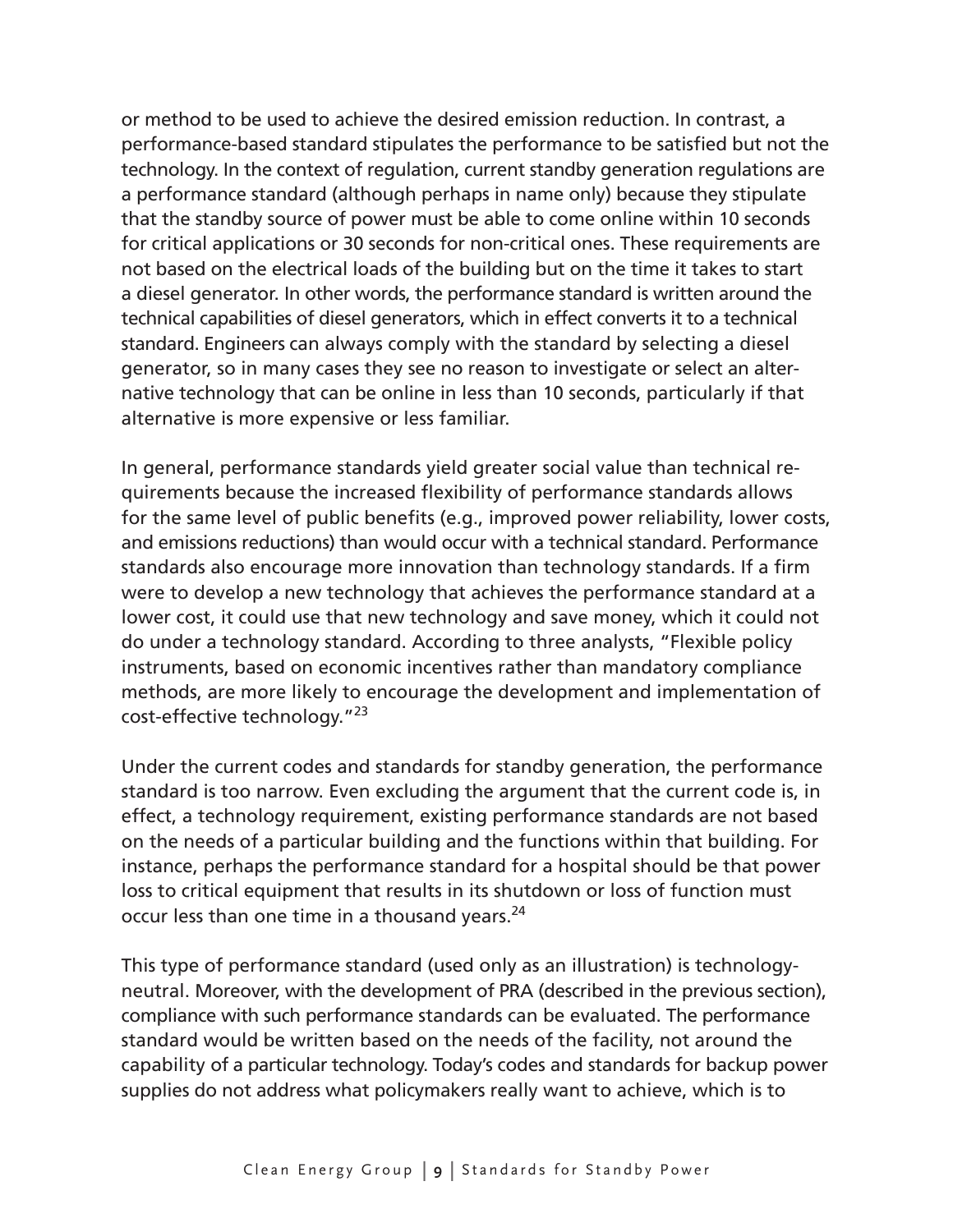or method to be used to achieve the desired emission reduction. In contrast, a performance-based standard stipulates the performance to be satisfied but not the technology. In the context of regulation, current standby generation regulations are a performance standard (although perhaps in name only) because they stipulate that the standby source of power must be able to come online within 10 seconds for critical applications or 30 seconds for non-critical ones. These requirements are not based on the electrical loads of the building but on the time it takes to start a diesel generator. In other words, the performance standard is written around the technical capabilities of diesel generators, which in effect converts it to a technical standard. Engineers can always comply with the standard by selecting a diesel generator, so in many cases they see no reason to investigate or select an alternative technology that can be online in less than 10 seconds, particularly if that alternative is more expensive or less familiar.

In general, performance standards yield greater social value than technical requirements because the increased flexibility of performance standards allows for the same level of public benefits (e.g., improved power reliability, lower costs, and emissions reductions) than would occur with a technical standard. Performance standards also encourage more innovation than technology standards. If a firm were to develop a new technology that achieves the performance standard at a lower cost, it could use that new technology and save money, which it could not do under a technology standard. According to three analysts, "Flexible policy instruments, based on economic incentives rather than mandatory compliance methods, are more likely to encourage the development and implementation of cost-effective technology."[23]

Under the current codes and standards for standby generation, the performance standard is too narrow. Even excluding the argument that the current code is, in effect, a technology requirement, existing performance standards are not based on the needs of a particular building and the functions within that building. For instance, perhaps the performance standard for a hospital should be that power loss to critical equipment that results in its shutdown or loss of function must occur less than one time in a thousand years.[24]

This type of performance standard (used only as an illustration) is technology-neutral. Moreover, with the development of PRA (described in the previous section), compliance with such performance standards can be evaluated. The performance standard would be written based on the needs of the facility, not around the capability of a particular technology. Today's codes and standards for backup power supplies do not address what policymakers really want to achieve, which is to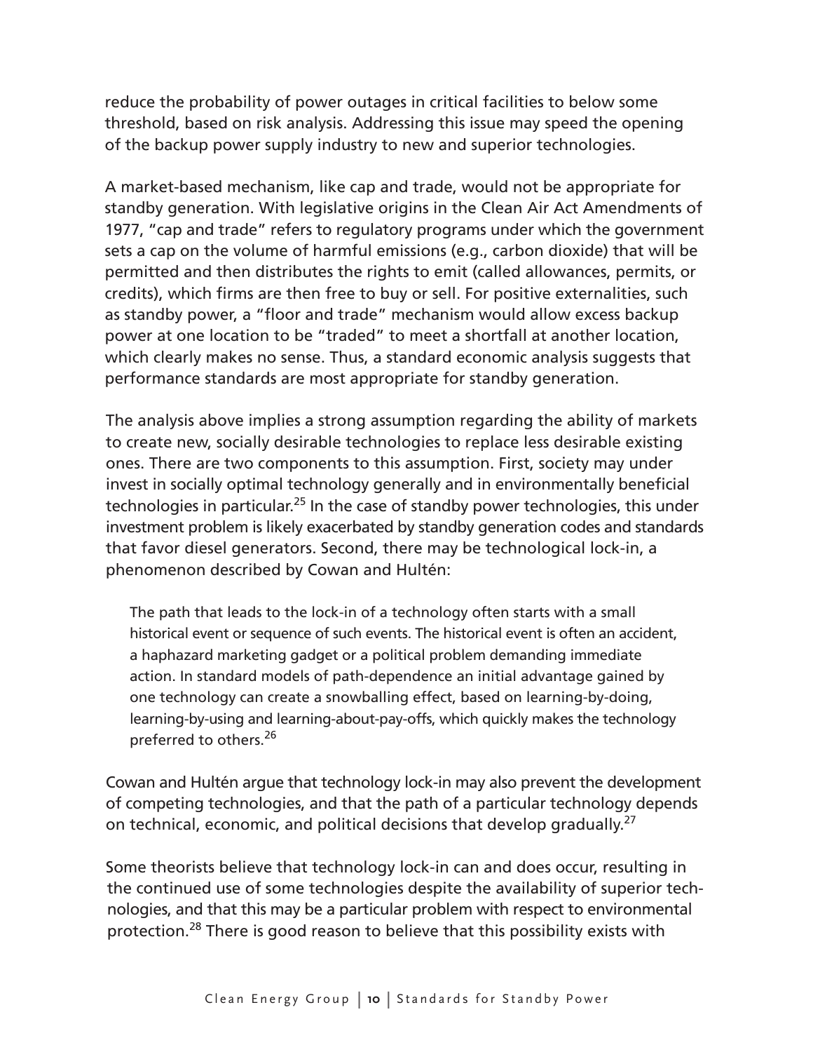reduce the probability of power outages in critical facilities to below some threshold, based on risk analysis. Addressing this issue may speed the opening of the backup power supply industry to new and superior technologies.

A market-based mechanism, like cap and trade, would not be appropriate for standby generation. With legislative origins in the Clean Air Act Amendments of 1977, "cap and trade" refers to regulatory programs under which the government sets a cap on the volume of harmful emissions (e.g., carbon dioxide) that will be permitted and then distributes the rights to emit (called allowances, permits, or credits), which firms are then free to buy or sell. For positive externalities, such as standby power, a "floor and trade" mechanism would allow excess backup power at one location to be "traded" to meet a shortfall at another location, which clearly makes no sense. Thus, a standard economic analysis suggests that performance standards are most appropriate for standby generation.

The analysis above implies a strong assumption regarding the ability of markets to create new, socially desirable technologies to replace less desirable existing ones. There are two components to this assumption. First, society may under invest in socially optimal technology generally and in environmentally beneficial technologies in particular.[25] In the case of standby power technologies, this under investment problem is likely exacerbated by standby generation codes and standards that favor diesel generators. Second, there may be technological lock-in, a phenomenon described by Cowan and Hultén:

> The path that leads to the lock-in of a technology often starts with a small historical event or sequence of such events. The historical event is often an accident, a haphazard marketing gadget or a political problem demanding immediate action. In standard models of path-dependence an initial advantage gained by one technology can create a snowballing effect, based on learning-by-doing, learning-by-using and learning-about-pay-offs, which quickly makes the technology preferred to others.[26]

Cowan and Hultén argue that technology lock-in may also prevent the development of competing technologies, and that the path of a particular technology depends on technical, economic, and political decisions that develop gradually.[27]

Some theorists believe that technology lock-in can and does occur, resulting in the continued use of some technologies despite the availability of superior technologies, and that this may be a particular problem with respect to environmental protection.[28] There is good reason to believe that this possibility exists with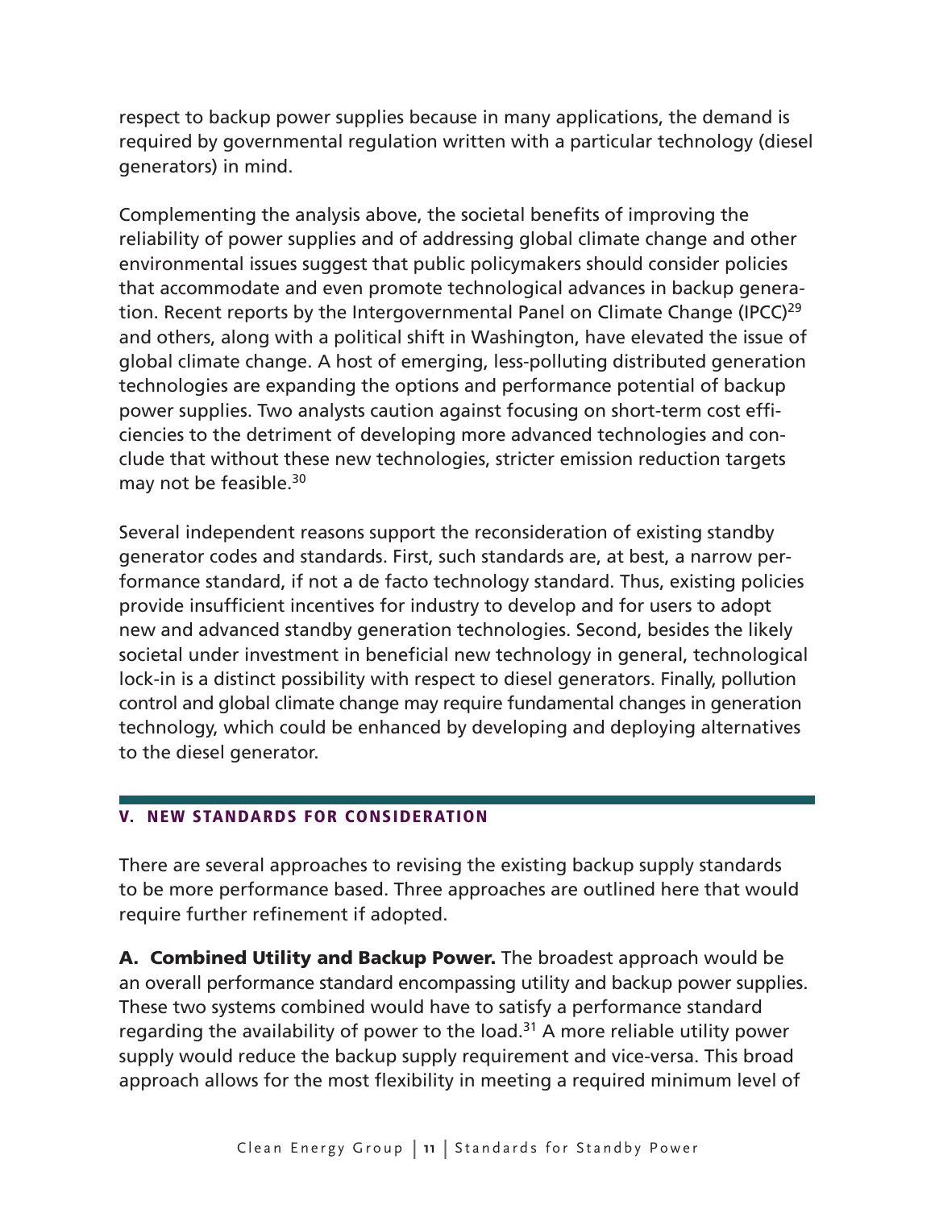respect to backup power supplies because in many applications, the demand is required by governmental regulation written with a particular technology (diesel generators) in mind.

Complementing the analysis above, the societal benefits of improving the reliability of power supplies and of addressing global climate change and other environmental issues suggest that public policymakers should consider policies that accommodate and even promote technological advances in backup generation. Recent reports by the Intergovernmental Panel on Climate Change (IPCC)[29] and others, along with a political shift in Washington, have elevated the issue of global climate change. A host of emerging, less-polluting distributed generation technologies are expanding the options and performance potential of backup power supplies. Two analysts caution against focusing on short-term cost efficiencies to the detriment of developing more advanced technologies and conclude that without these new technologies, stricter emission reduction targets may not be feasible.[30]

Several independent reasons support the reconsideration of existing standby generator codes and standards. First, such standards are, at best, a narrow performance standard, if not a de facto technology standard. Thus, existing policies provide insufficient incentives for industry to develop and for users to adopt new and advanced standby generation technologies. Second, besides the likely societal under investment in beneficial new technology in general, technological lock-in is a distinct possibility with respect to diesel generators. Finally, pollution control and global climate change may require fundamental changes in generation technology, which could be enhanced by developing and deploying alternatives to the diesel generator.

## V. NEW STANDARDS FOR CONSIDERATION

There are several approaches to revising the existing backup supply standards to be more performance based. Three approaches are outlined here that would require further refinement if adopted.

**A. Combined Utility and Backup Power.** The broadest approach would be an overall performance standard encompassing utility and backup power supplies. These two systems combined would have to satisfy a performance standard regarding the availability of power to the load.[31] A more reliable utility power supply would reduce the backup supply requirement and vice-versa. This broad approach allows for the most flexibility in meeting a required minimum level of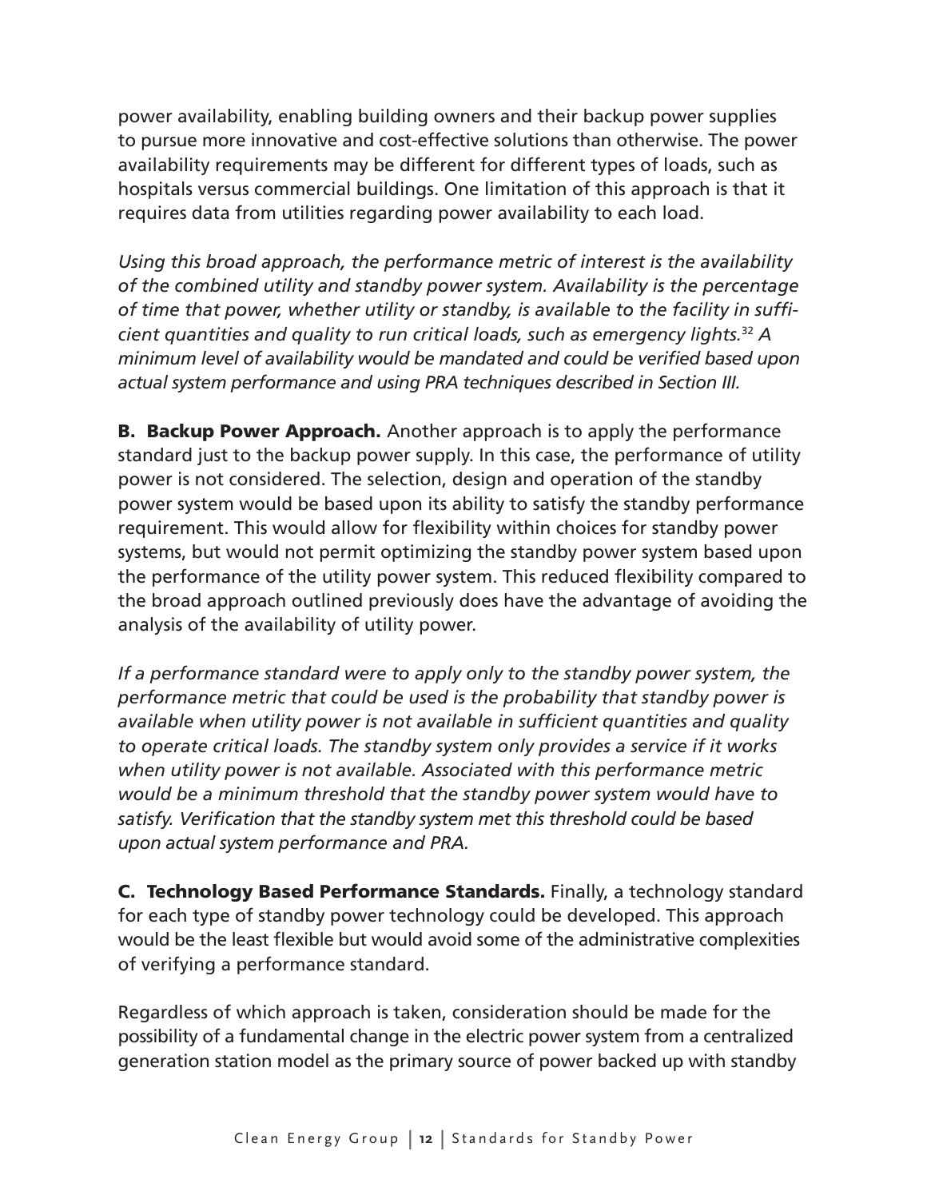power availability, enabling building owners and their backup power supplies to pursue more innovative and cost-effective solutions than otherwise. The power availability requirements may be different for different types of loads, such as hospitals versus commercial buildings. One limitation of this approach is that it requires data from utilities regarding power availability to each load.

*Using this broad approach, the performance metric of interest is the availability of the combined utility and standby power system. Availability is the percentage of time that power, whether utility or standby, is available to the facility in sufficient quantities and quality to run critical loads, such as emergency lights.*[32] *A minimum level of availability would be mandated and could be verified based upon actual system performance and using PRA techniques described in Section III.*

**B. Backup Power Approach.** Another approach is to apply the performance standard just to the backup power supply. In this case, the performance of utility power is not considered. The selection, design and operation of the standby power system would be based upon its ability to satisfy the standby performance requirement. This would allow for flexibility within choices for standby power systems, but would not permit optimizing the standby power system based upon the performance of the utility power system. This reduced flexibility compared to the broad approach outlined previously does have the advantage of avoiding the analysis of the availability of utility power.

*If a performance standard were to apply only to the standby power system, the performance metric that could be used is the probability that standby power is available when utility power is not available in sufficient quantities and quality to operate critical loads. The standby system only provides a service if it works when utility power is not available. Associated with this performance metric would be a minimum threshold that the standby power system would have to satisfy. Verification that the standby system met this threshold could be based upon actual system performance and PRA.*

**C. Technology Based Performance Standards.** Finally, a technology standard for each type of standby power technology could be developed. This approach would be the least flexible but would avoid some of the administrative complexities of verifying a performance standard.

Regardless of which approach is taken, consideration should be made for the possibility of a fundamental change in the electric power system from a centralized generation station model as the primary source of power backed up with standby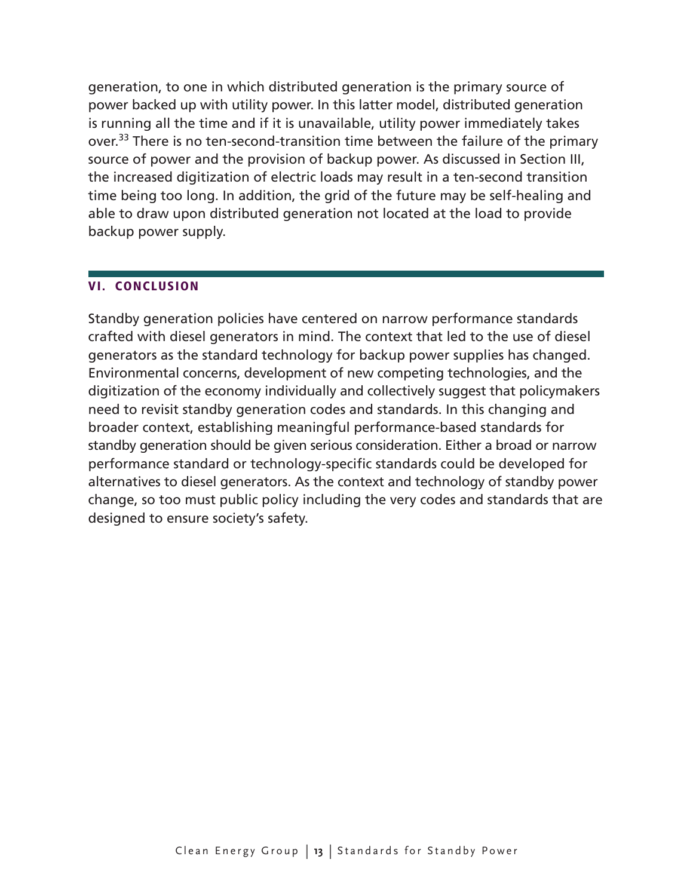generation, to one in which distributed generation is the primary source of power backed up with utility power. In this latter model, distributed generation is running all the time and if it is unavailable, utility power immediately takes over.[33] There is no ten-second-transition time between the failure of the primary source of power and the provision of backup power. As discussed in Section III, the increased digitization of electric loads may result in a ten-second transition time being too long. In addition, the grid of the future may be self-healing and able to draw upon distributed generation not located at the load to provide backup power supply.

## VI. CONCLUSION

Standby generation policies have centered on narrow performance standards crafted with diesel generators in mind. The context that led to the use of diesel generators as the standard technology for backup power supplies has changed. Environmental concerns, development of new competing technologies, and the digitization of the economy individually and collectively suggest that policymakers need to revisit standby generation codes and standards. In this changing and broader context, establishing meaningful performance-based standards for standby generation should be given serious consideration. Either a broad or narrow performance standard or technology-specific standards could be developed for alternatives to diesel generators. As the context and technology of standby power change, so too must public policy including the very codes and standards that are designed to ensure society's safety.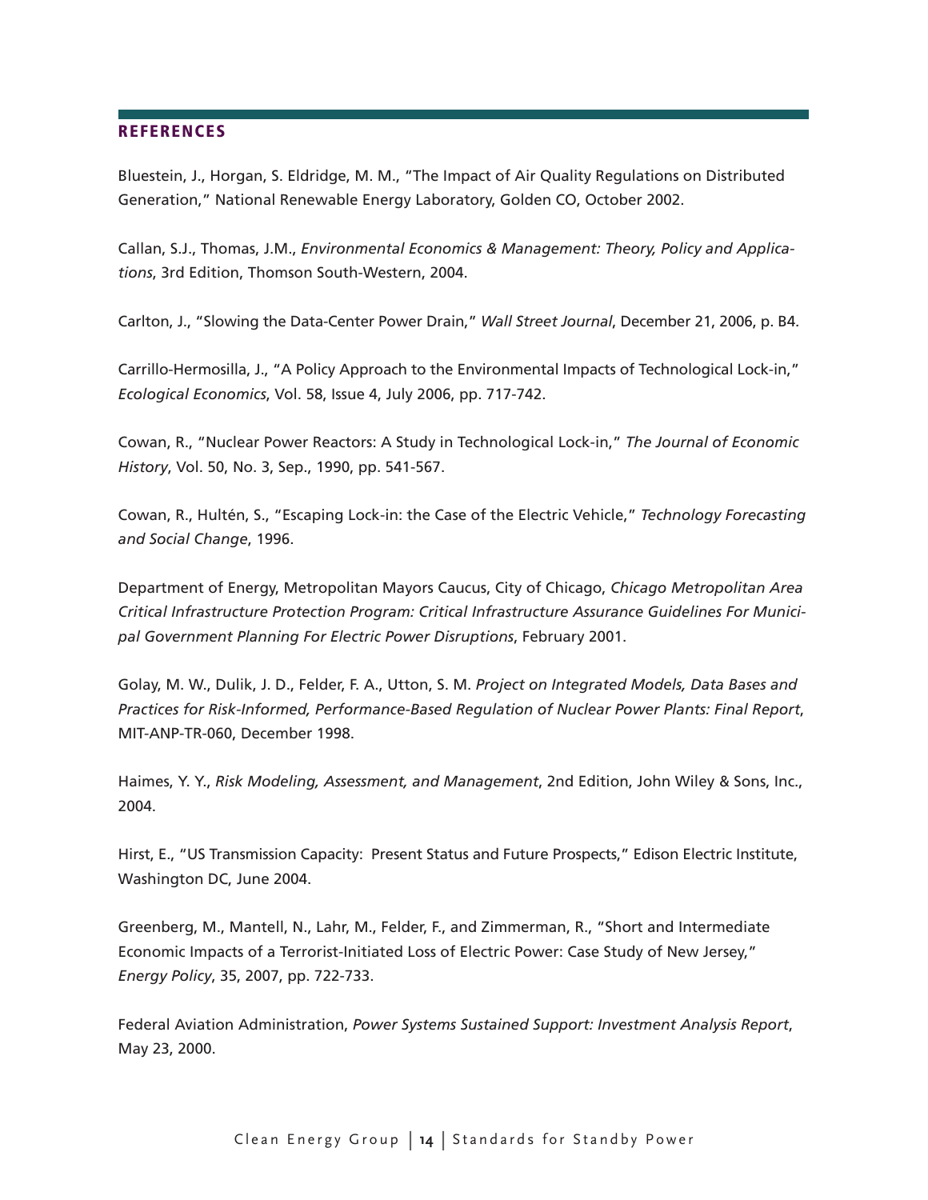## REFERENCES

Bluestein, J., Horgan, S. Eldridge, M. M., "The Impact of Air Quality Regulations on Distributed Generation," National Renewable Energy Laboratory, Golden CO, October 2002.

Callan, S.J., Thomas, J.M., *Environmental Economics & Management: Theory, Policy and Applications*, 3rd Edition, Thomson South-Western, 2004.

Carlton, J., "Slowing the Data-Center Power Drain," *Wall Street Journal*, December 21, 2006, p. B4.

Carrillo-Hermosilla, J., "A Policy Approach to the Environmental Impacts of Technological Lock-in," *Ecological Economics*, Vol. 58, Issue 4, July 2006, pp. 717-742.

Cowan, R., "Nuclear Power Reactors: A Study in Technological Lock-in," *The Journal of Economic History*, Vol. 50, No. 3, Sep., 1990, pp. 541-567.

Cowan, R., Hultén, S., "Escaping Lock-in: the Case of the Electric Vehicle," *Technology Forecasting and Social Change*, 1996.

Department of Energy, Metropolitan Mayors Caucus, City of Chicago, *Chicago Metropolitan Area Critical Infrastructure Protection Program: Critical Infrastructure Assurance Guidelines For Municipal Government Planning For Electric Power Disruptions*, February 2001.

Golay, M. W., Dulik, J. D., Felder, F. A., Utton, S. M. *Project on Integrated Models, Data Bases and Practices for Risk-Informed, Performance-Based Regulation of Nuclear Power Plants: Final Report*, MIT-ANP-TR-060, December 1998.

Haimes, Y. Y., *Risk Modeling, Assessment, and Management*, 2nd Edition, John Wiley & Sons, Inc., 2004.

Hirst, E., "US Transmission Capacity: Present Status and Future Prospects," Edison Electric Institute, Washington DC, June 2004.

Greenberg, M., Mantell, N., Lahr, M., Felder, F., and Zimmerman, R., "Short and Intermediate Economic Impacts of a Terrorist-Initiated Loss of Electric Power: Case Study of New Jersey," *Energy Policy*, 35, 2007, pp. 722-733.

Federal Aviation Administration, *Power Systems Sustained Support: Investment Analysis Report*, May 23, 2000.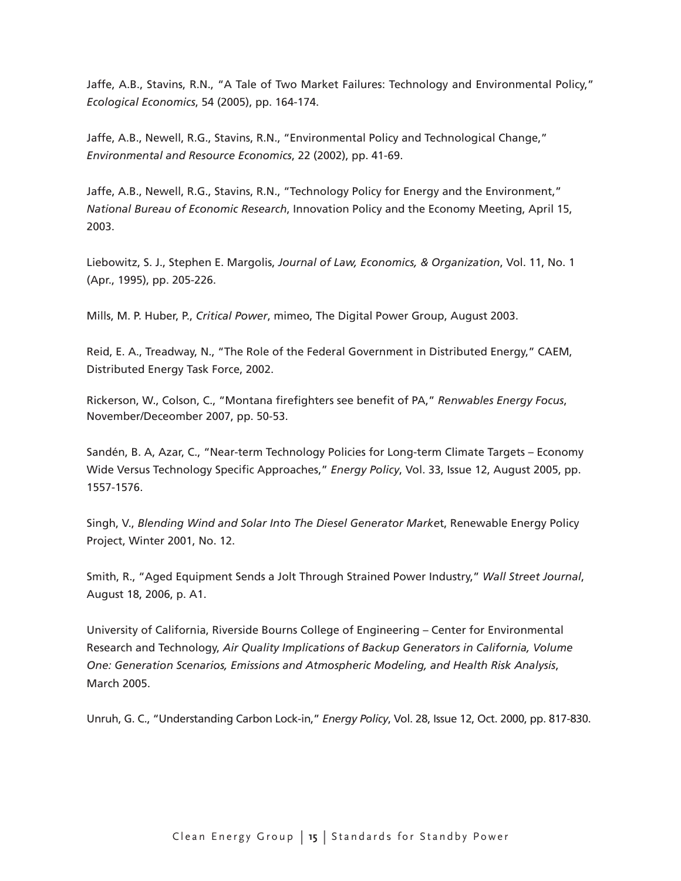Jaffe, A.B., Stavins, R.N., "A Tale of Two Market Failures: Technology and Environmental Policy," *Ecological Economics*, 54 (2005), pp. 164-174.

Jaffe, A.B., Newell, R.G., Stavins, R.N., "Environmental Policy and Technological Change," *Environmental and Resource Economics*, 22 (2002), pp. 41-69.

Jaffe, A.B., Newell, R.G., Stavins, R.N., "Technology Policy for Energy and the Environment," *National Bureau of Economic Research*, Innovation Policy and the Economy Meeting, April 15, 2003.

Liebowitz, S. J., Stephen E. Margolis, *Journal of Law, Economics, & Organization*, Vol. 11, No. 1 (Apr., 1995), pp. 205-226.

Mills, M. P. Huber, P., *Critical Power*, mimeo, The Digital Power Group, August 2003.

Reid, E. A., Treadway, N., "The Role of the Federal Government in Distributed Energy," CAEM, Distributed Energy Task Force, 2002.

Rickerson, W., Colson, C., "Montana firefighters see benefit of PA," *Renwables Energy Focus*, November/Deceomber 2007, pp. 50-53.

Sandén, B. A, Azar, C., "Near-term Technology Policies for Long-term Climate Targets – Economy Wide Versus Technology Specific Approaches," *Energy Policy*, Vol. 33, Issue 12, August 2005, pp. 1557-1576.

Singh, V., *Blending Wind and Solar Into The Diesel Generator Marke*t, Renewable Energy Policy Project, Winter 2001, No. 12.

Smith, R., "Aged Equipment Sends a Jolt Through Strained Power Industry," *Wall Street Journal*, August 18, 2006, p. A1.

University of California, Riverside Bourns College of Engineering – Center for Environmental Research and Technology, *Air Quality Implications of Backup Generators in California, Volume One: Generation Scenarios, Emissions and Atmospheric Modeling, and Health Risk Analysis*, March 2005.

Unruh, G. C., "Understanding Carbon Lock-in," *Energy Policy*, Vol. 28, Issue 12, Oct. 2000, pp. 817-830.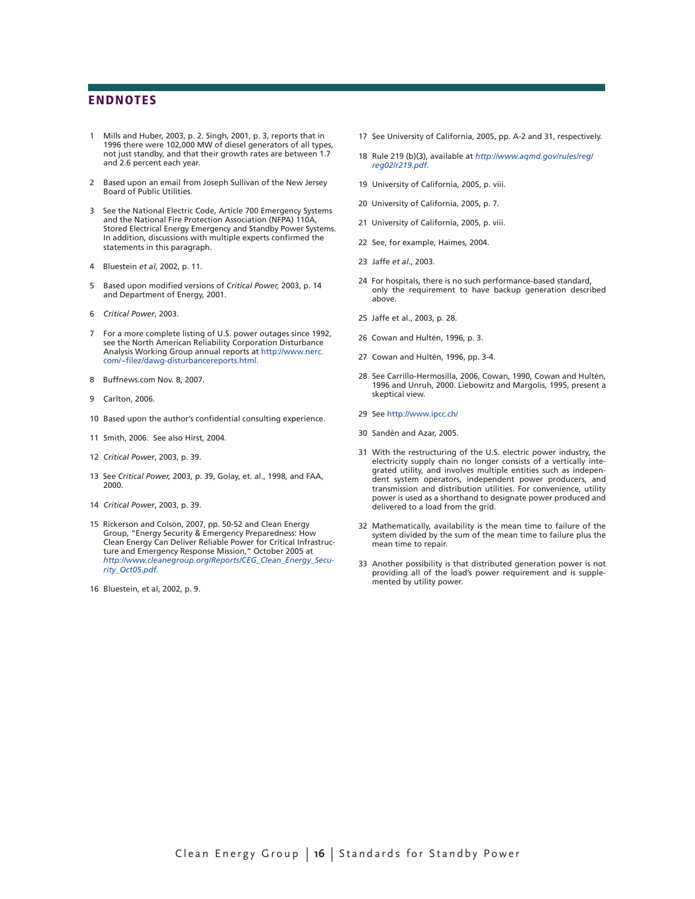## ENDNOTES

1. Mills and Huber, 2003, p. 2. Singh, 2001, p. 3, reports that in 1996 there were 102,000 MW of diesel generators of all types, not just standby, and that their growth rates are between 1.7 and 2.6 percent each year.

2. Based upon an email from Joseph Sullivan of the New Jersey Board of Public Utilities.

3. See the National Electric Code, Article 700 Emergency Systems and the National Fire Protection Association (NFPA) 110A, Stored Electrical Energy Emergency and Standby Power Systems. In addition, discussions with multiple experts confirmed the statements in this paragraph.

4. Bluestein *et al*, 2002, p. 11.

5. Based upon modified versions of *Critical Power,* 2003, p. 14 and Department of Energy, 2001.

6. *Critical Power*, 2003.

7. For a more complete listing of U.S. power outages since 1992, see the North American Reliability Corporation Disturbance Analysis Working Group annual reports at http://www.nerc.com/~filez/dawg-disturbancereports.html.

8. Buffnews.com Nov. 8, 2007.

9. Carlton, 2006.

10. Based upon the author's confidential consulting experience.

11. Smith, 2006. See also Hirst, 2004.

12. *Critical Power*, 2003, p. 39.

13. See *Critical Power,* 2003, p. 39, Golay, et. al., 1998, and FAA, 2000.

14. *Critical Power*, 2003, p. 39.

15. Rickerson and Colson, 2007, pp. 50-52 and Clean Energy Group, "Energy Security & Emergency Preparedness: How Clean Energy Can Deliver Reliable Power for Critical Infrastructure and Emergency Response Mission," October 2005 at *http://www.cleanegroup.org/Reports/CEG_Clean_Energy_Security_Oct05.pdf.*

16. Bluestein, et al, 2002, p. 9.

17. See University of California, 2005, pp. A-2 and 31, respectively.

18. Rule 219 (b)(3), available at *http://www.aqmd.gov/rules/reg/reg02/r219.pdf.*

19. University of California, 2005, p. viii.

20. University of California, 2005, p. 7.

21. University of California, 2005, p. viii.

22. See, for example, Haimes, 2004.

23. Jaffe *et al*., 2003.

24. For hospitals, there is no such performance-based standard, only the requirement to have backup generation described above.

25. Jaffe et al., 2003, p. 28.

26. Cowan and Hultén, 1996, p. 3.

27. Cowan and Hultén, 1996, pp. 3-4.

28. See Carrillo-Hermosilla, 2006, Cowan, 1990, Cowan and Hultén, 1996 and Unruh, 2000. Liebowitz and Margolis, 1995, present a skeptical view.

29. See http://www.ipcc.ch/

30. Sandén and Azar, 2005.

31. With the restructuring of the U.S. electric power industry, the electricity supply chain no longer consists of a vertically integrated utility, and involves multiple entities such as independent system operators, independent power producers, and transmission and distribution utilities. For convenience, utility power is used as a shorthand to designate power produced and delivered to a load from the grid.

32. Mathematically, availability is the mean time to failure of the system divided by the sum of the mean time to failure plus the mean time to repair.

33. Another possibility is that distributed generation power is not providing all of the load's power requirement and is supplemented by utility power.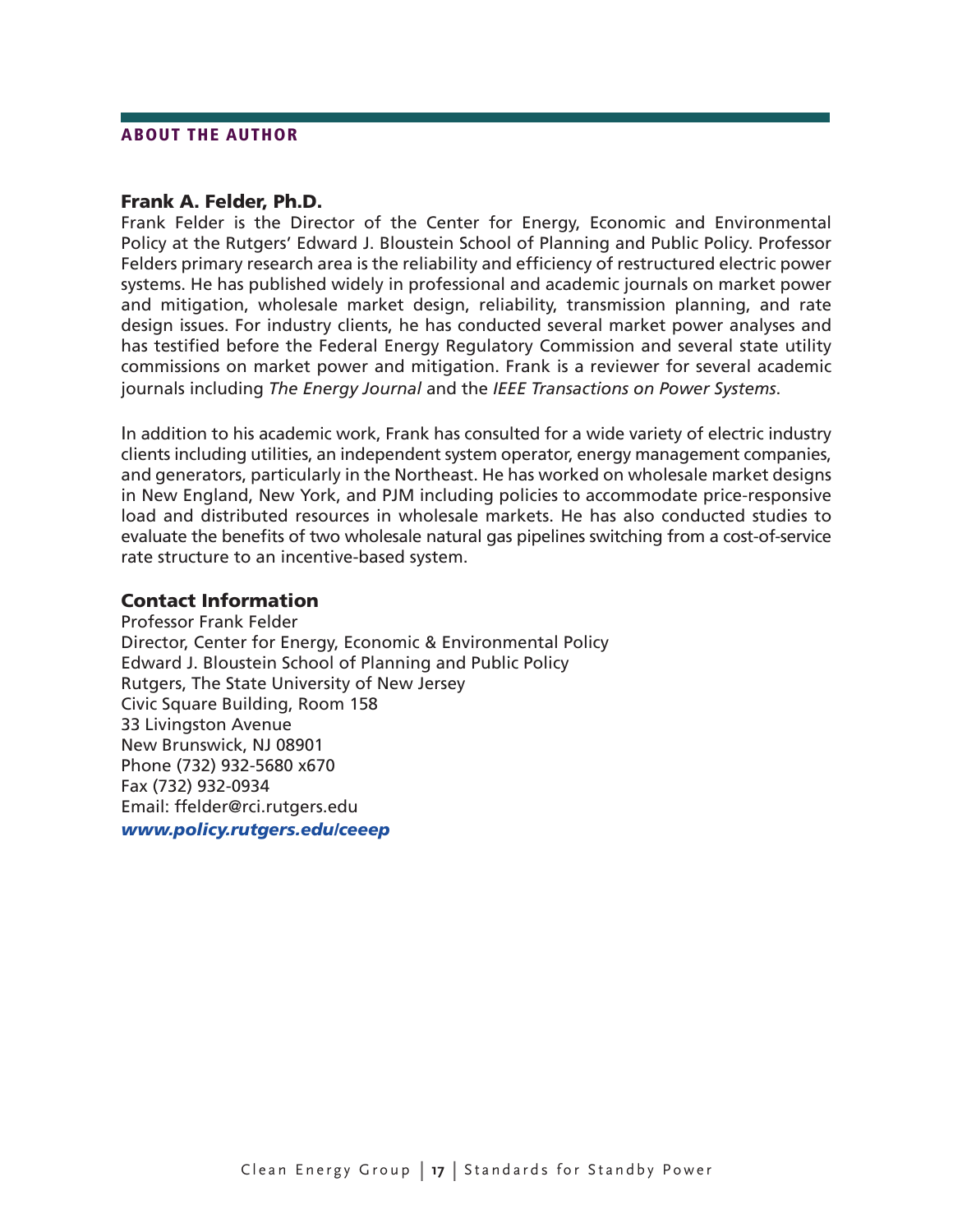## ABOUT THE AUTHOR

### Frank A. Felder, Ph.D.

Frank Felder is the Director of the Center for Energy, Economic and Environmental Policy at the Rutgers' Edward J. Bloustein School of Planning and Public Policy. Professor Felders primary research area is the reliability and efficiency of restructured electric power systems. He has published widely in professional and academic journals on market power and mitigation, wholesale market design, reliability, transmission planning, and rate design issues. For industry clients, he has conducted several market power analyses and has testified before the Federal Energy Regulatory Commission and several state utility commissions on market power and mitigation. Frank is a reviewer for several academic journals including *The Energy Journal* and the *IEEE Transactions on Power Systems*.

In addition to his academic work, Frank has consulted for a wide variety of electric industry clients including utilities, an independent system operator, energy management companies, and generators, particularly in the Northeast. He has worked on wholesale market designs in New England, New York, and PJM including policies to accommodate price-responsive load and distributed resources in wholesale markets. He has also conducted studies to evaluate the benefits of two wholesale natural gas pipelines switching from a cost-of-service rate structure to an incentive-based system.

### Contact Information

Professor Frank Felder
Director, Center for Energy, Economic & Environmental Policy
Edward J. Bloustein School of Planning and Public Policy
Rutgers, The State University of New Jersey
Civic Square Building, Room 158
33 Livingston Avenue
New Brunswick, NJ 08901
Phone (732) 932-5680 x670
Fax (732) 932-0934
Email: ffelder@rci.rutgers.edu
***www.policy.rutgers.edu/ceeep***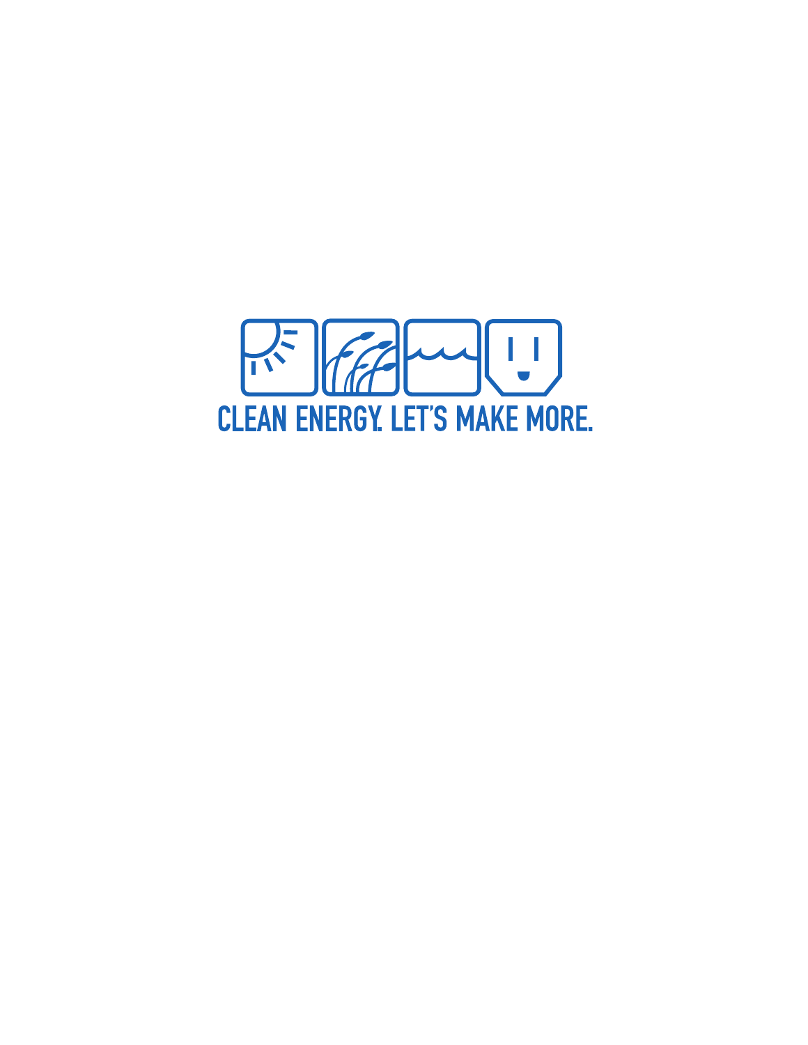CLEAN ENERGY. LET'S MAKE MORE.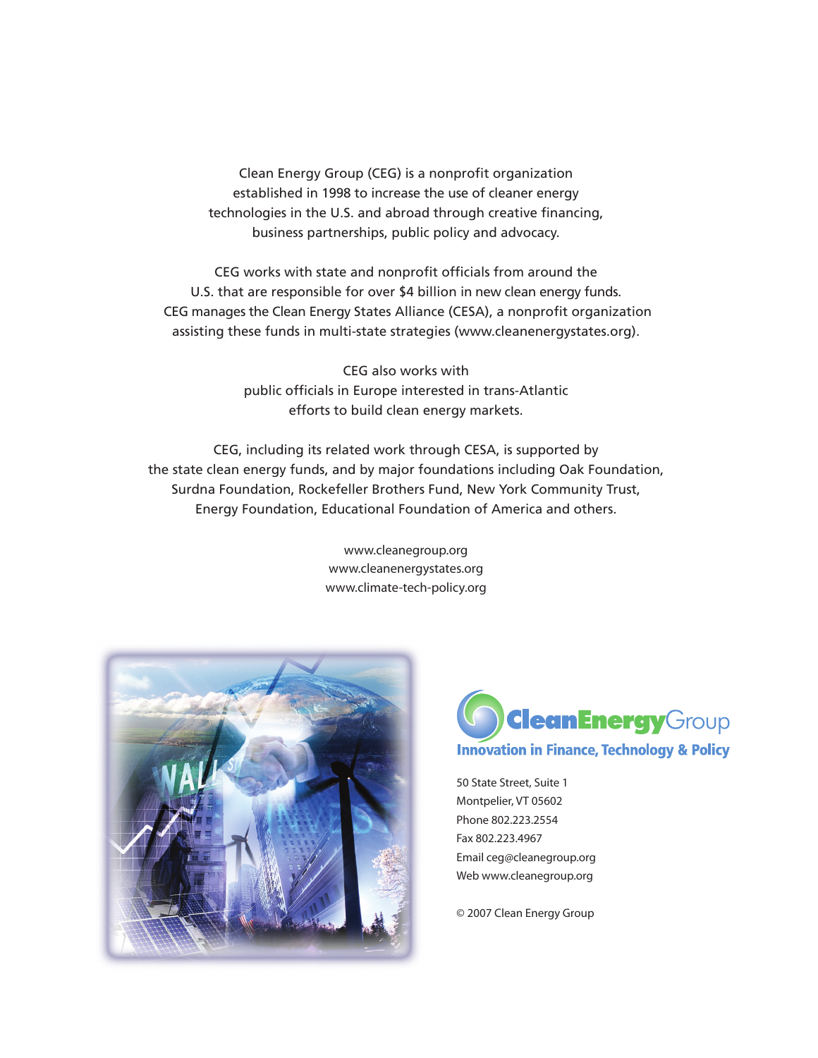Clean Energy Group (CEG) is a nonprofit organization established in 1998 to increase the use of cleaner energy technologies in the U.S. and abroad through creative financing, business partnerships, public policy and advocacy.

CEG works with state and nonprofit officials from around the U.S. that are responsible for over $4 billion in new clean energy funds. CEG manages the Clean Energy States Alliance (CESA), a nonprofit organization assisting these funds in multi-state strategies (www.cleanenergystates.org).

CEG also works with public officials in Europe interested in trans-Atlantic efforts to build clean energy markets.

CEG, including its related work through CESA, is supported by the state clean energy funds, and by major foundations including Oak Foundation, Surdna Foundation, Rockefeller Brothers Fund, New York Community Trust, Energy Foundation, Educational Foundation of America and others.

www.cleanegroup.org
www.cleanenergystates.org
www.climate-tech-policy.org

**CleanEnergyGroup**
**Innovation in Finance, Technology & Policy**

50 State Street, Suite 1
Montpelier, VT 05602
Phone 802.223.2554
Fax 802.223.4967
Email ceg@cleanegroup.org
Web www.cleanegroup.org

© 2007 Clean Energy Group